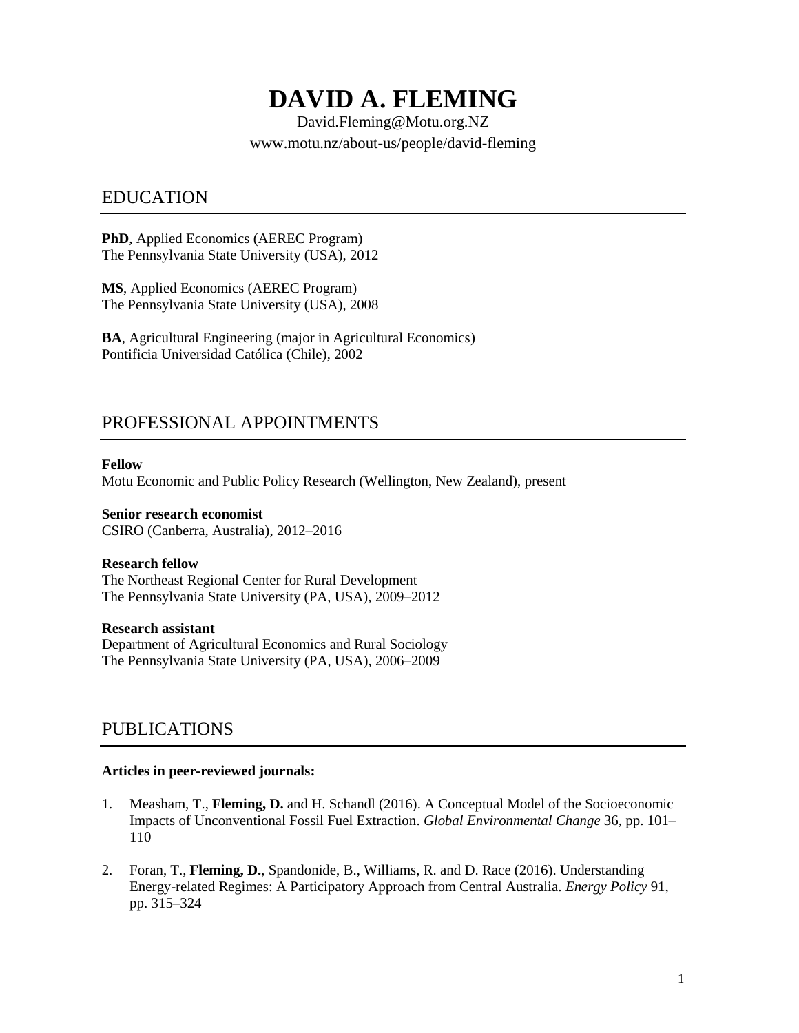# DAVID A. FLEMING

David.Fleming@Motu.org.NZ

www.motu.nz/about-us/people/david-fleming

## EDUCATION

**PhD**, Applied Economics (AEREC Program)
The Pennsylvania State University (USA), 2012

**MS**, Applied Economics (AEREC Program)
The Pennsylvania State University (USA), 2008

**BA**, Agricultural Engineering (major in Agricultural Economics)
Pontificia Universidad Católica (Chile), 2002

## PROFESSIONAL APPOINTMENTS

**Fellow**
Motu Economic and Public Policy Research (Wellington, New Zealand), present

**Senior research economist**
CSIRO (Canberra, Australia), 2012–2016

**Research fellow**
The Northeast Regional Center for Rural Development
The Pennsylvania State University (PA, USA), 2009–2012

**Research assistant**
Department of Agricultural Economics and Rural Sociology
The Pennsylvania State University (PA, USA), 2006–2009

## PUBLICATIONS

**Articles in peer-reviewed journals:**

1. Measham, T., **Fleming, D.** and H. Schandl (2016). A Conceptual Model of the Socioeconomic Impacts of Unconventional Fossil Fuel Extraction. *Global Environmental Change* 36, pp. 101–110

2. Foran, T., **Fleming, D.**, Spandonide, B., Williams, R. and D. Race (2016). Understanding Energy-related Regimes: A Participatory Approach from Central Australia. *Energy Policy* 91, pp. 315–324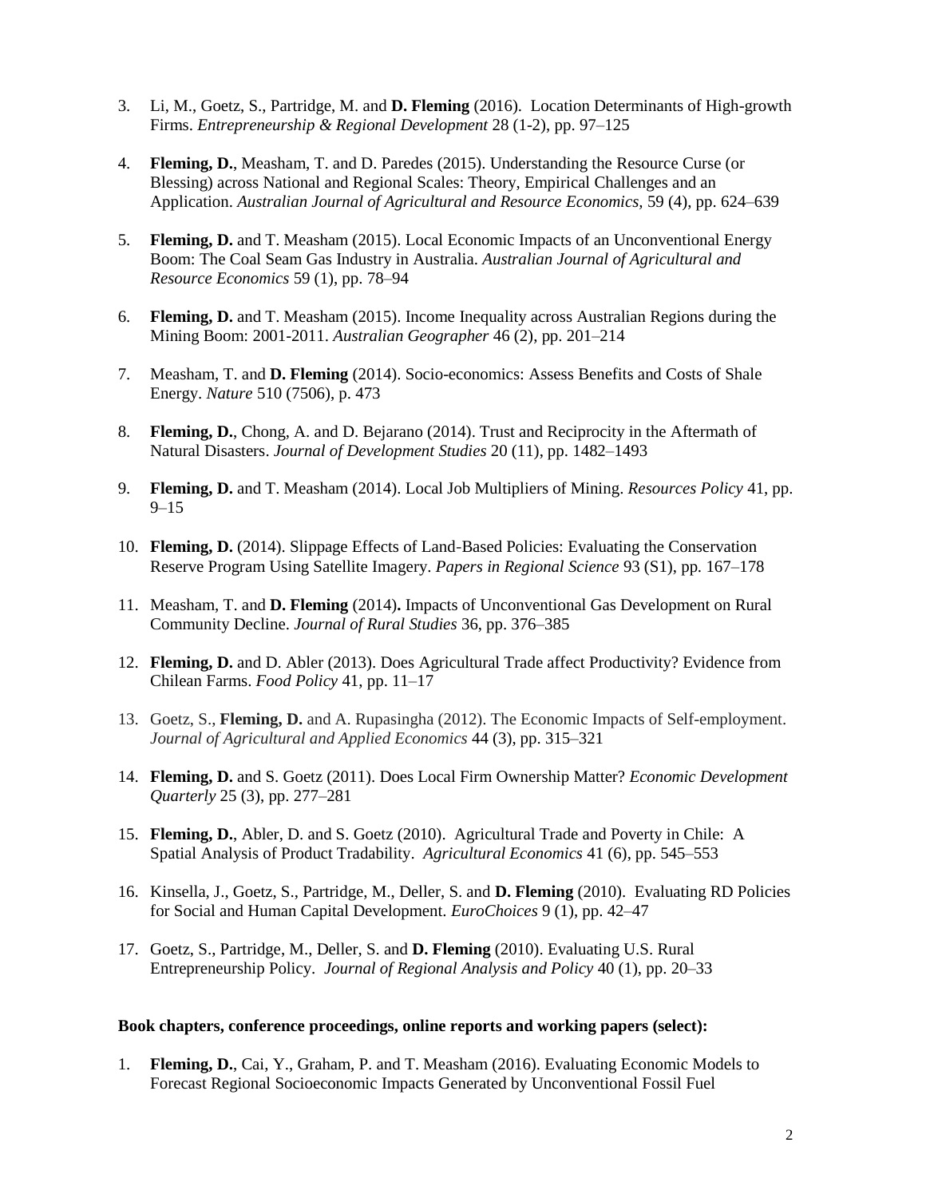3. Li, M., Goetz, S., Partridge, M. and **D. Fleming** (2016). Location Determinants of High-growth Firms. *Entrepreneurship & Regional Development* 28 (1-2), pp. 97–125

4. **Fleming, D.**, Measham, T. and D. Paredes (2015). Understanding the Resource Curse (or Blessing) across National and Regional Scales: Theory, Empirical Challenges and an Application. *Australian Journal of Agricultural and Resource Economics,* 59 (4), pp. 624–639

5. **Fleming, D.** and T. Measham (2015). Local Economic Impacts of an Unconventional Energy Boom: The Coal Seam Gas Industry in Australia. *Australian Journal of Agricultural and Resource Economics* 59 (1), pp. 78–94

6. **Fleming, D.** and T. Measham (2015). Income Inequality across Australian Regions during the Mining Boom: 2001-2011. *Australian Geographer* 46 (2), pp. 201–214

7. Measham, T. and **D. Fleming** (2014). Socio-economics: Assess Benefits and Costs of Shale Energy. *Nature* 510 (7506), p. 473

8. **Fleming, D.**, Chong, A. and D. Bejarano (2014). Trust and Reciprocity in the Aftermath of Natural Disasters. *Journal of Development Studies* 20 (11), pp. 1482–1493

9. **Fleming, D.** and T. Measham (2014). Local Job Multipliers of Mining. *Resources Policy* 41, pp. 9–15

10. **Fleming, D.** (2014). Slippage Effects of Land-Based Policies: Evaluating the Conservation Reserve Program Using Satellite Imagery. *Papers in Regional Science* 93 (S1), pp. 167–178

11. Measham, T. and **D. Fleming** (2014). Impacts of Unconventional Gas Development on Rural Community Decline. *Journal of Rural Studies* 36, pp. 376–385

12. **Fleming, D.** and D. Abler (2013). Does Agricultural Trade affect Productivity? Evidence from Chilean Farms. *Food Policy* 41, pp. 11–17

13. Goetz, S., **Fleming, D.** and A. Rupasingha (2012). The Economic Impacts of Self-employment. *Journal of Agricultural and Applied Economics* 44 (3), pp. 315–321

14. **Fleming, D.** and S. Goetz (2011). Does Local Firm Ownership Matter? *Economic Development Quarterly* 25 (3), pp. 277–281

15. **Fleming, D.**, Abler, D. and S. Goetz (2010). Agricultural Trade and Poverty in Chile: A Spatial Analysis of Product Tradability. *Agricultural Economics* 41 (6), pp. 545–553

16. Kinsella, J., Goetz, S., Partridge, M., Deller, S. and **D. Fleming** (2010). Evaluating RD Policies for Social and Human Capital Development. *EuroChoices* 9 (1), pp. 42–47

17. Goetz, S., Partridge, M., Deller, S. and **D. Fleming** (2010). Evaluating U.S. Rural Entrepreneurship Policy. *Journal of Regional Analysis and Policy* 40 (1), pp. 20–33

**Book chapters, conference proceedings, online reports and working papers (select):**

1. **Fleming, D.**, Cai, Y., Graham, P. and T. Measham (2016). Evaluating Economic Models to Forecast Regional Socioeconomic Impacts Generated by Unconventional Fossil Fuel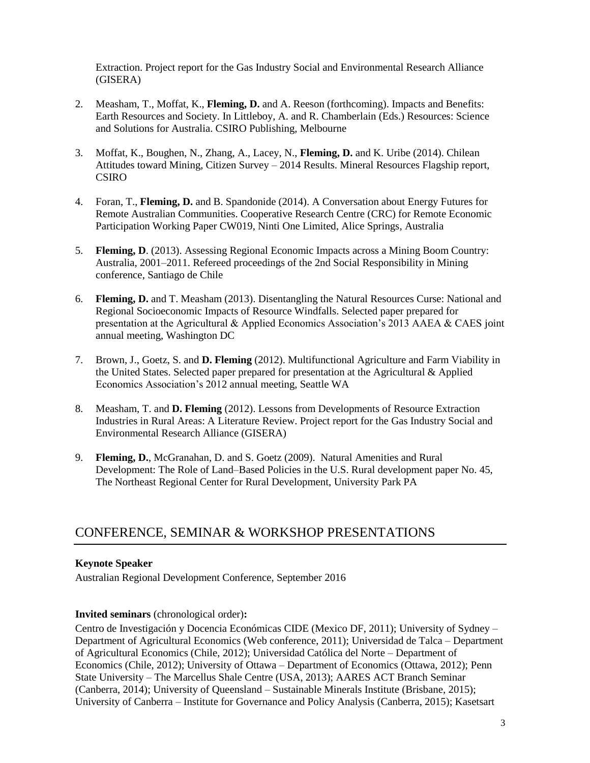Extraction. Project report for the Gas Industry Social and Environmental Research Alliance (GISERA)

2. Measham, T., Moffat, K., **Fleming, D.** and A. Reeson (forthcoming). Impacts and Benefits: Earth Resources and Society. In Littleboy, A. and R. Chamberlain (Eds.) Resources: Science and Solutions for Australia. CSIRO Publishing, Melbourne

3. Moffat, K., Boughen, N., Zhang, A., Lacey, N., **Fleming, D.** and K. Uribe (2014). Chilean Attitudes toward Mining, Citizen Survey – 2014 Results. Mineral Resources Flagship report, CSIRO

4. Foran, T., **Fleming, D.** and B. Spandonide (2014). A Conversation about Energy Futures for Remote Australian Communities. Cooperative Research Centre (CRC) for Remote Economic Participation Working Paper CW019, Ninti One Limited, Alice Springs, Australia

5. **Fleming, D**. (2013). Assessing Regional Economic Impacts across a Mining Boom Country: Australia, 2001–2011. Refereed proceedings of the 2nd Social Responsibility in Mining conference, Santiago de Chile

6. **Fleming, D.** and T. Measham (2013). Disentangling the Natural Resources Curse: National and Regional Socioeconomic Impacts of Resource Windfalls. Selected paper prepared for presentation at the Agricultural & Applied Economics Association's 2013 AAEA & CAES joint annual meeting, Washington DC

7. Brown, J., Goetz, S. and **D. Fleming** (2012). Multifunctional Agriculture and Farm Viability in the United States. Selected paper prepared for presentation at the Agricultural & Applied Economics Association's 2012 annual meeting, Seattle WA

8. Measham, T. and **D. Fleming** (2012). Lessons from Developments of Resource Extraction Industries in Rural Areas: A Literature Review. Project report for the Gas Industry Social and Environmental Research Alliance (GISERA)

9. **Fleming, D.**, McGranahan, D. and S. Goetz (2009). Natural Amenities and Rural Development: The Role of Land–Based Policies in the U.S. Rural development paper No. 45, The Northeast Regional Center for Rural Development, University Park PA

## CONFERENCE, SEMINAR & WORKSHOP PRESENTATIONS

**Keynote Speaker**

Australian Regional Development Conference, September 2016

**Invited seminars** (chronological order)**:**

Centro de Investigación y Docencia Económicas CIDE (Mexico DF, 2011); University of Sydney – Department of Agricultural Economics (Web conference, 2011); Universidad de Talca – Department of Agricultural Economics (Chile, 2012); Universidad Católica del Norte – Department of Economics (Chile, 2012); University of Ottawa – Department of Economics (Ottawa, 2012); Penn State University – The Marcellus Shale Centre (USA, 2013); AARES ACT Branch Seminar (Canberra, 2014); University of Queensland – Sustainable Minerals Institute (Brisbane, 2015); University of Canberra – Institute for Governance and Policy Analysis (Canberra, 2015); Kasetsart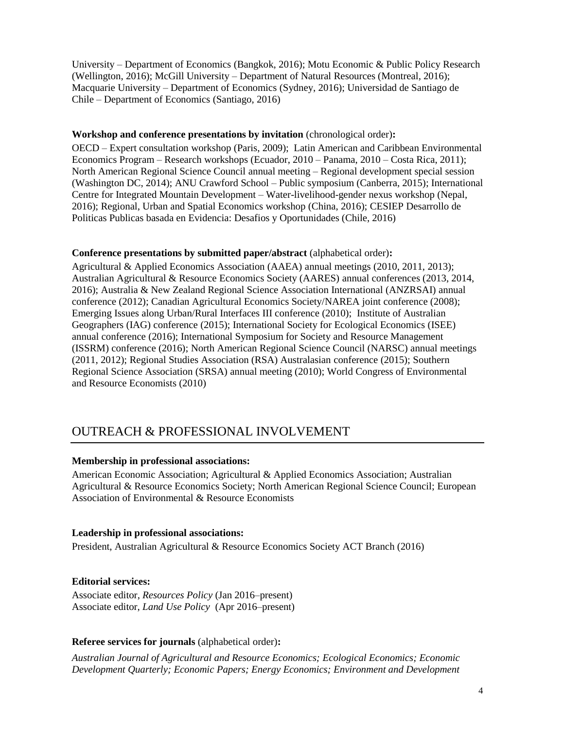University – Department of Economics (Bangkok, 2016); Motu Economic & Public Policy Research (Wellington, 2016); McGill University – Department of Natural Resources (Montreal, 2016); Macquarie University – Department of Economics (Sydney, 2016); Universidad de Santiago de Chile – Department of Economics (Santiago, 2016)

**Workshop and conference presentations by invitation** (chronological order)**:**

OECD – Expert consultation workshop (Paris, 2009); Latin American and Caribbean Environmental Economics Program – Research workshops (Ecuador, 2010 – Panama, 2010 – Costa Rica, 2011); North American Regional Science Council annual meeting – Regional development special session (Washington DC, 2014); ANU Crawford School – Public symposium (Canberra, 2015); International Centre for Integrated Mountain Development – Water-livelihood-gender nexus workshop (Nepal, 2016); Regional, Urban and Spatial Economics workshop (China, 2016); CESIEP Desarrollo de Politicas Publicas basada en Evidencia: Desafios y Oportunidades (Chile, 2016)

**Conference presentations by submitted paper/abstract** (alphabetical order)**:**

Agricultural & Applied Economics Association (AAEA) annual meetings (2010, 2011, 2013); Australian Agricultural & Resource Economics Society (AARES) annual conferences (2013, 2014, 2016); Australia & New Zealand Regional Science Association International (ANZRSAI) annual conference (2012); Canadian Agricultural Economics Society/NAREA joint conference (2008); Emerging Issues along Urban/Rural Interfaces III conference (2010); Institute of Australian Geographers (IAG) conference (2015); International Society for Ecological Economics (ISEE) annual conference (2016); International Symposium for Society and Resource Management (ISSRM) conference (2016); North American Regional Science Council (NARSC) annual meetings (2011, 2012); Regional Studies Association (RSA) Australasian conference (2015); Southern Regional Science Association (SRSA) annual meeting (2010); World Congress of Environmental and Resource Economists (2010)

## OUTREACH & PROFESSIONAL INVOLVEMENT

**Membership in professional associations:**

American Economic Association; Agricultural & Applied Economics Association; Australian Agricultural & Resource Economics Society; North American Regional Science Council; European Association of Environmental & Resource Economists

**Leadership in professional associations:**

President, Australian Agricultural & Resource Economics Society ACT Branch (2016)

**Editorial services:**

Associate editor, *Resources Policy* (Jan 2016–present)
Associate editor, *Land Use Policy* (Apr 2016–present)

**Referee services for journals** (alphabetical order)**:**

*Australian Journal of Agricultural and Resource Economics; Ecological Economics; Economic Development Quarterly; Economic Papers; Energy Economics; Environment and Development*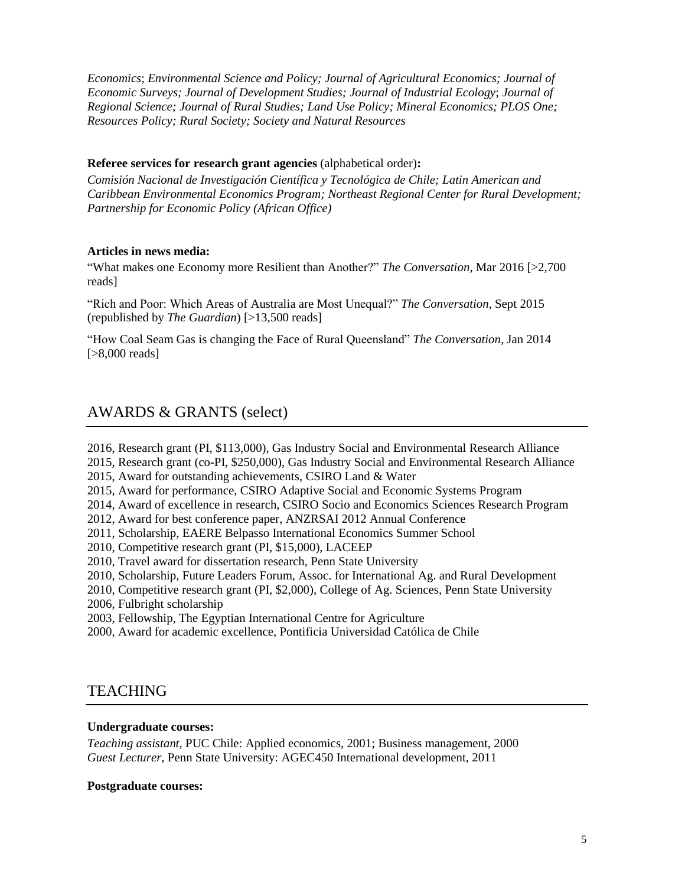*Economics*; *Environmental Science and Policy; Journal of Agricultural Economics; Journal of Economic Surveys; Journal of Development Studies; Journal of Industrial Ecology*; *Journal of Regional Science; Journal of Rural Studies; Land Use Policy; Mineral Economics; PLOS One; Resources Policy; Rural Society; Society and Natural Resources*

**Referee services for research grant agencies** (alphabetical order)**:**

*Comisión Nacional de Investigación Científica y Tecnológica de Chile; Latin American and Caribbean Environmental Economics Program; Northeast Regional Center for Rural Development; Partnership for Economic Policy (African Office)*

**Articles in news media:**

"What makes one Economy more Resilient than Another?" *The Conversation*, Mar 2016 [>2,700 reads]

"Rich and Poor: Which Areas of Australia are Most Unequal?" *The Conversation*, Sept 2015 (republished by *The Guardian*) [>13,500 reads]

"How Coal Seam Gas is changing the Face of Rural Queensland" *The Conversation*, Jan 2014 [>8,000 reads]

## AWARDS & GRANTS (select)

2016, Research grant (PI, $113,000), Gas Industry Social and Environmental Research Alliance
2015, Research grant (co-PI, $250,000), Gas Industry Social and Environmental Research Alliance
2015, Award for outstanding achievements, CSIRO Land & Water
2015, Award for performance, CSIRO Adaptive Social and Economic Systems Program
2014, Award of excellence in research, CSIRO Socio and Economics Sciences Research Program
2012, Award for best conference paper, ANZRSAI 2012 Annual Conference
2011, Scholarship, EAERE Belpasso International Economics Summer School
2010, Competitive research grant (PI, $15,000), LACEEP
2010, Travel award for dissertation research, Penn State University
2010, Scholarship, Future Leaders Forum, Assoc. for International Ag. and Rural Development
2010, Competitive research grant (PI, $2,000), College of Ag. Sciences, Penn State University
2006, Fulbright scholarship
2003, Fellowship, The Egyptian International Centre for Agriculture
2000, Award for academic excellence, Pontificia Universidad Católica de Chile

## TEACHING

**Undergraduate courses:**

*Teaching assistant*, PUC Chile: Applied economics, 2001; Business management, 2000
*Guest Lecturer*, Penn State University: AGEC450 International development, 2011

**Postgraduate courses:**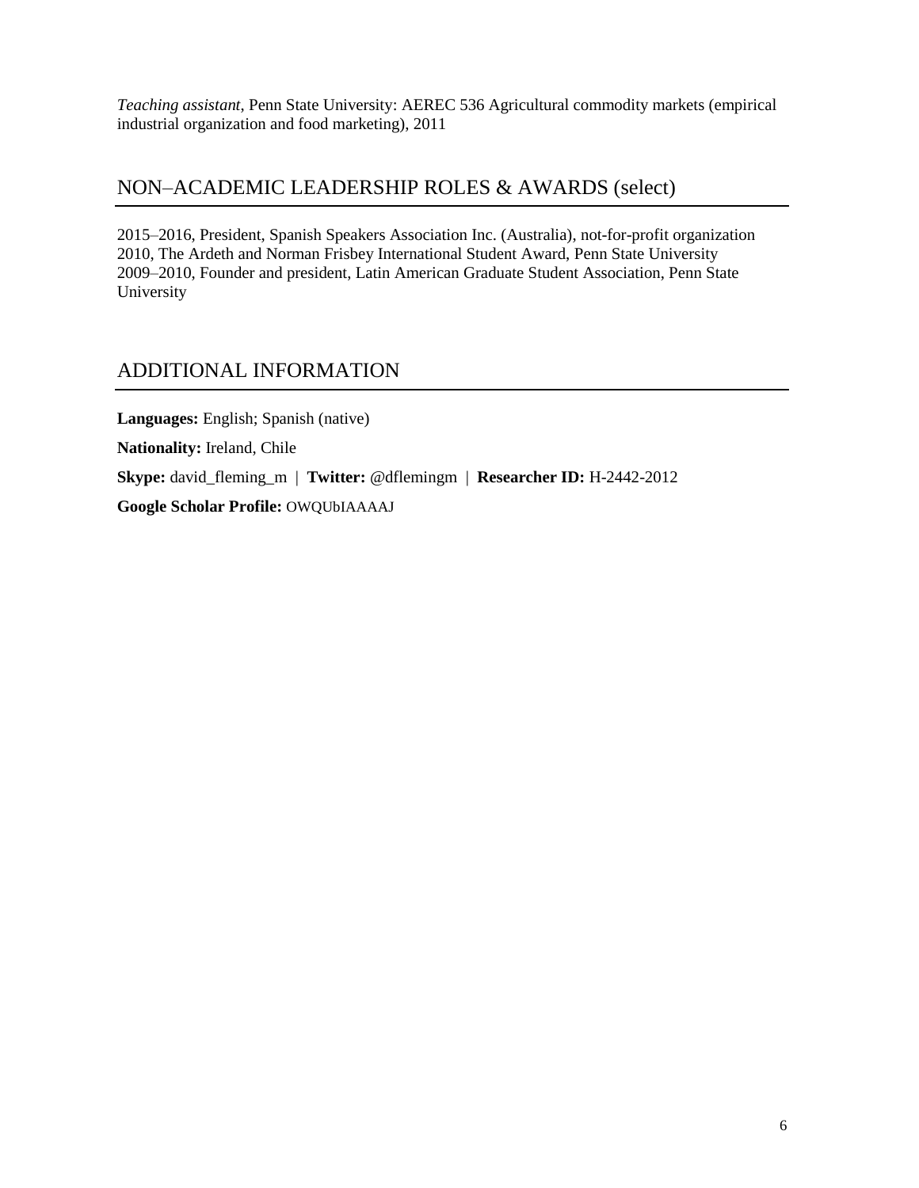*Teaching assistant*, Penn State University: AEREC 536 Agricultural commodity markets (empirical industrial organization and food marketing), 2011

## NON–ACADEMIC LEADERSHIP ROLES & AWARDS (select)

2015–2016, President, Spanish Speakers Association Inc. (Australia), not-for-profit organization
2010, The Ardeth and Norman Frisbey International Student Award, Penn State University
2009–2010, Founder and president, Latin American Graduate Student Association, Penn State University

## ADDITIONAL INFORMATION

**Languages:** English; Spanish (native)

**Nationality:** Ireland, Chile

**Skype:** david_fleming_m | **Twitter:** @dflemingm | **Researcher ID:** H-2442-2012

**Google Scholar Profile:** OWQUbIAAAAJ